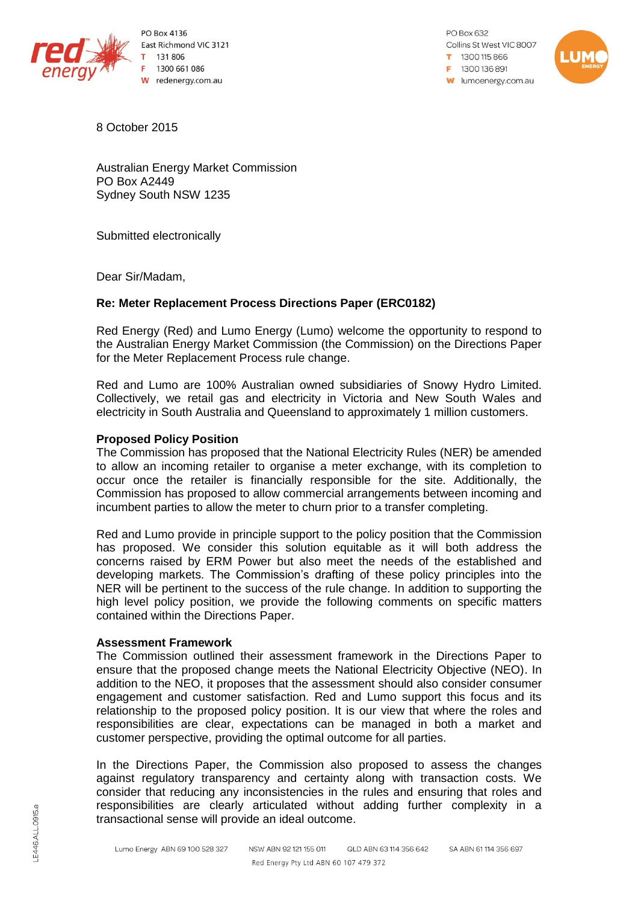PO Box 4136
East Richmond VIC 3121
T 131 806
F 1300 661 086
W redenergy.com.au

PO Box 632
Collins St West VIC 8007
T 1300 115 866
F 1300 136 891
W lumoenergy.com.au

8 October 2015

Australian Energy Market Commission
PO Box A2449
Sydney South NSW 1235

Submitted electronically

Dear Sir/Madam,

**Re: Meter Replacement Process Directions Paper (ERC0182)**

Red Energy (Red) and Lumo Energy (Lumo) welcome the opportunity to respond to the Australian Energy Market Commission (the Commission) on the Directions Paper for the Meter Replacement Process rule change.

Red and Lumo are 100% Australian owned subsidiaries of Snowy Hydro Limited. Collectively, we retail gas and electricity in Victoria and New South Wales and electricity in South Australia and Queensland to approximately 1 million customers.

**Proposed Policy Position**

The Commission has proposed that the National Electricity Rules (NER) be amended to allow an incoming retailer to organise a meter exchange, with its completion to occur once the retailer is financially responsible for the site. Additionally, the Commission has proposed to allow commercial arrangements between incoming and incumbent parties to allow the meter to churn prior to a transfer completing.

Red and Lumo provide in principle support to the policy position that the Commission has proposed. We consider this solution equitable as it will both address the concerns raised by ERM Power but also meet the needs of the established and developing markets. The Commission's drafting of these policy principles into the NER will be pertinent to the success of the rule change. In addition to supporting the high level policy position, we provide the following comments on specific matters contained within the Directions Paper.

**Assessment Framework**

The Commission outlined their assessment framework in the Directions Paper to ensure that the proposed change meets the National Electricity Objective (NEO). In addition to the NEO, it proposes that the assessment should also consider consumer engagement and customer satisfaction. Red and Lumo support this focus and its relationship to the proposed policy position. It is our view that where the roles and responsibilities are clear, expectations can be managed in both a market and customer perspective, providing the optimal outcome for all parties.

In the Directions Paper, the Commission also proposed to assess the changes against regulatory transparency and certainty along with transaction costs. We consider that reducing any inconsistencies in the rules and ensuring that roles and responsibilities are clearly articulated without adding further complexity in a transactional sense will provide an ideal outcome.

Lumo Energy ABN 69 100 528 327 NSW ABN 92 121 155 011 QLD ABN 63 114 356 642 SA ABN 61 114 356 697
Red Energy Pty Ltd ABN 60 107 479 372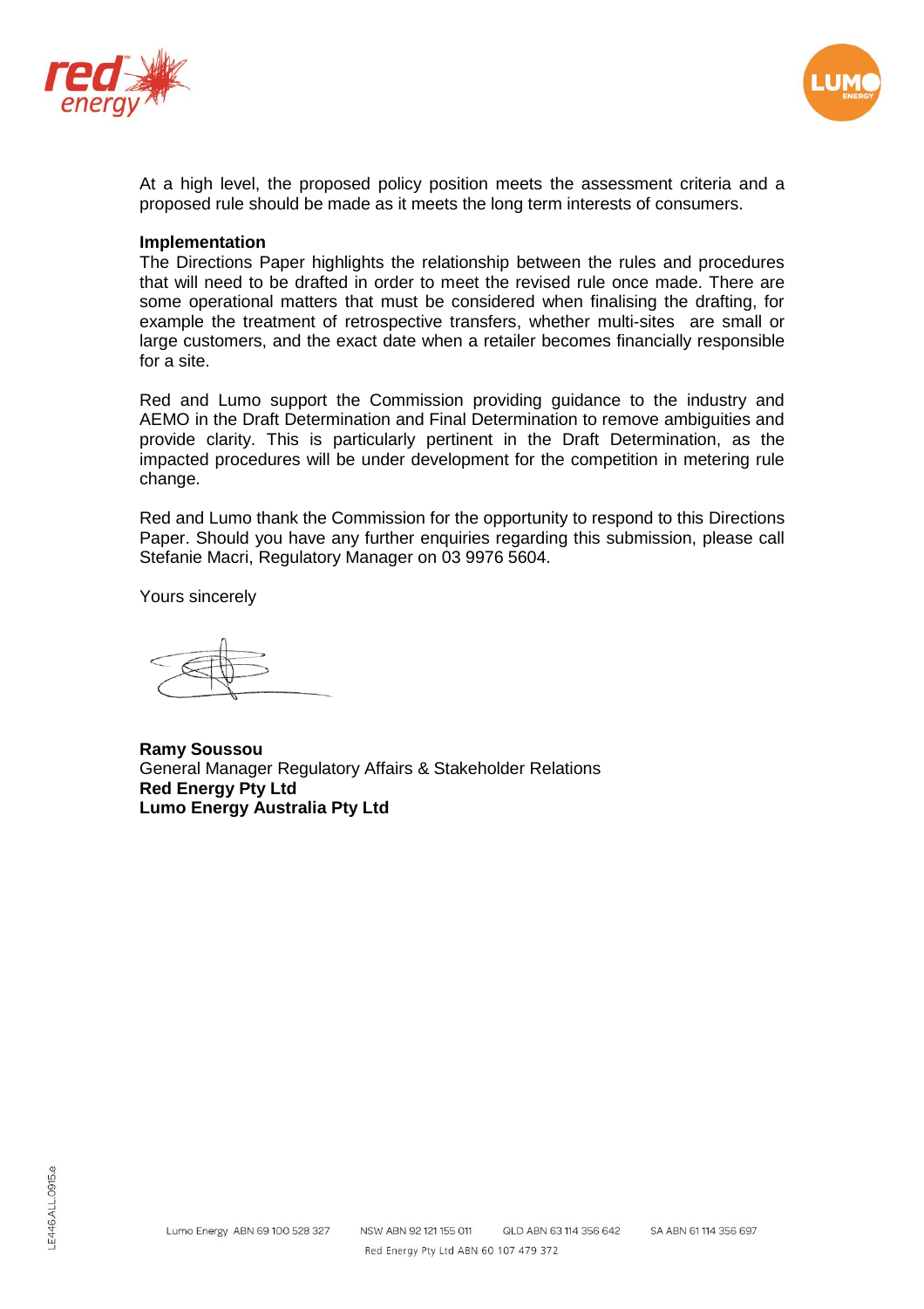At a high level, the proposed policy position meets the assessment criteria and a proposed rule should be made as it meets the long term interests of consumers.

**Implementation**

The Directions Paper highlights the relationship between the rules and procedures that will need to be drafted in order to meet the revised rule once made. There are some operational matters that must be considered when finalising the drafting, for example the treatment of retrospective transfers, whether multi-sites are small or large customers, and the exact date when a retailer becomes financially responsible for a site.

Red and Lumo support the Commission providing guidance to the industry and AEMO in the Draft Determination and Final Determination to remove ambiguities and provide clarity. This is particularly pertinent in the Draft Determination, as the impacted procedures will be under development for the competition in metering rule change.

Red and Lumo thank the Commission for the opportunity to respond to this Directions Paper. Should you have any further enquiries regarding this submission, please call Stefanie Macri, Regulatory Manager on 03 9976 5604.

Yours sincerely

**Ramy Soussou**
General Manager Regulatory Affairs & Stakeholder Relations
**Red Energy Pty Ltd**
**Lumo Energy Australia Pty Ltd**